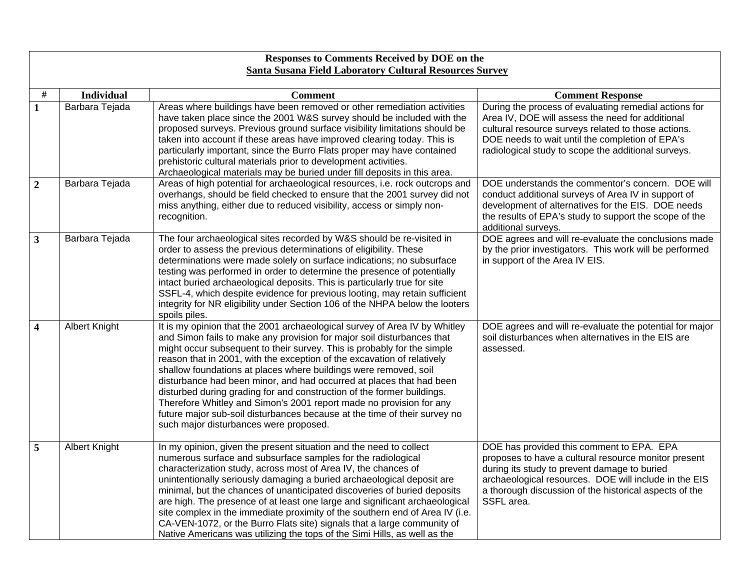**Responses to Comments Received by DOE on the**
**Santa Susana Field Laboratory Cultural Resources Survey**

| # | Individual | Comment | Comment Response |
|---|---|---|---|
| 1 | Barbara Tejada | Areas where buildings have been removed or other remediation activities have taken place since the 2001 W&S survey should be included with the proposed surveys. Previous ground surface visibility limitations should be taken into account if these areas have improved clearing today. This is particularly important, since the Burro Flats proper may have contained prehistoric cultural materials prior to development activities. Archaeological materials may be buried under fill deposits in this area. | During the process of evaluating remedial actions for Area IV, DOE will assess the need for additional cultural resource surveys related to those actions. DOE needs to wait until the completion of EPA's radiological study to scope the additional surveys. |
| 2 | Barbara Tejada | Areas of high potential for archaeological resources, i.e. rock outcrops and overhangs, should be field checked to ensure that the 2001 survey did not miss anything, either due to reduced visibility, access or simply non-recognition. | DOE understands the commentor's concern. DOE will conduct additional surveys of Area IV in support of development of alternatives for the EIS. DOE needs the results of EPA's study to support the scope of the additional surveys. |
| 3 | Barbara Tejada | The four archaeological sites recorded by W&S should be re-visited in order to assess the previous determinations of eligibility. These determinations were made solely on surface indications; no subsurface testing was performed in order to determine the presence of potentially intact buried archaeological deposits. This is particularly true for site SSFL-4, which despite evidence for previous looting, may retain sufficient integrity for NR eligibility under Section 106 of the NHPA below the looters spoils piles. | DOE agrees and will re-evaluate the conclusions made by the prior investigators. This work will be performed in support of the Area IV EIS. |
| 4 | Albert Knight | It is my opinion that the 2001 archaeological survey of Area IV by Whitley and Simon fails to make any provision for major soil disturbances that might occur subsequent to their survey. This is probably for the simple reason that in 2001, with the exception of the excavation of relatively shallow foundations at places where buildings were removed, soil disturbance had been minor, and had occurred at places that had been disturbed during grading for and construction of the former buildings. Therefore Whitley and Simon's 2001 report made no provision for any future major sub-soil disturbances because at the time of their survey no such major disturbances were proposed. | DOE agrees and will re-evaluate the potential for major soil disturbances when alternatives in the EIS are assessed. |
| 5 | Albert Knight | In my opinion, given the present situation and the need to collect numerous surface and subsurface samples for the radiological characterization study, across most of Area IV, the chances of unintentionally seriously damaging a buried archaeological deposit are minimal, but the chances of unanticipated discoveries of buried deposits are high. The presence of at least one large and significant archaeological site complex in the immediate proximity of the southern end of Area IV (i.e. CA-VEN-1072, or the Burro Flats site) signals that a large community of Native Americans was utilizing the tops of the Simi Hills, as well as the | DOE has provided this comment to EPA. EPA proposes to have a cultural resource monitor present during its study to prevent damage to buried archaeological resources. DOE will include in the EIS a thorough discussion of the historical aspects of the SSFL area. |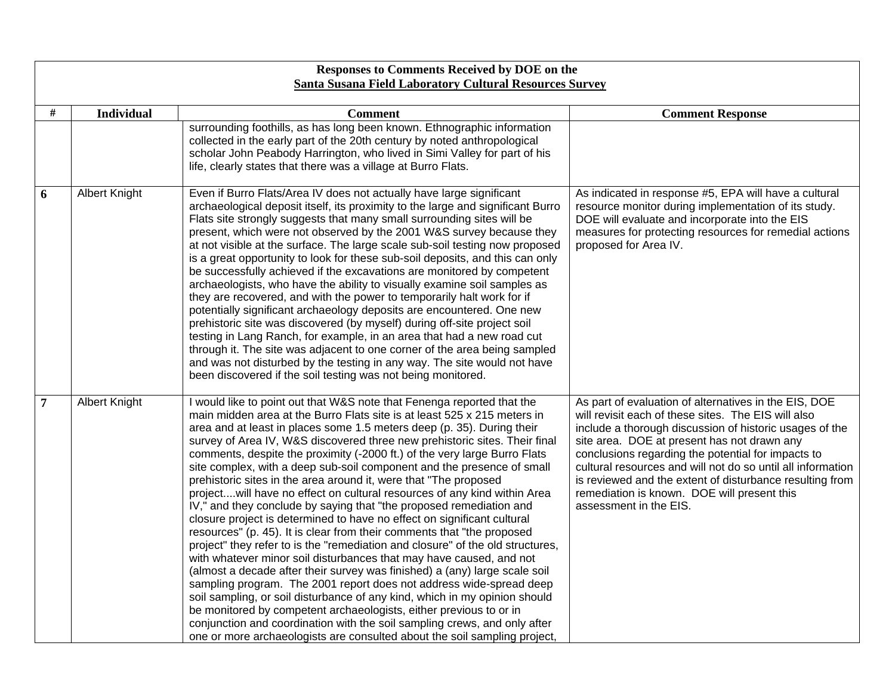**Responses to Comments Received by DOE on the**
**Santa Susana Field Laboratory Cultural Resources Survey**

| # | Individual | Comment | Comment Response |
|---|---|---|---|
| | | surrounding foothills, as has long been known. Ethnographic information collected in the early part of the 20th century by noted anthropological scholar John Peabody Harrington, who lived in Simi Valley for part of his life, clearly states that there was a village at Burro Flats. | |
| **6** | Albert Knight | Even if Burro Flats/Area IV does not actually have large significant archaeological deposit itself, its proximity to the large and significant Burro Flats site strongly suggests that many small surrounding sites will be present, which were not observed by the 2001 W&S survey because they at not visible at the surface. The large scale sub-soil testing now proposed is a great opportunity to look for these sub-soil deposits, and this can only be successfully achieved if the excavations are monitored by competent archaeologists, who have the ability to visually examine soil samples as they are recovered, and with the power to temporarily halt work for if potentially significant archaeology deposits are encountered. One new prehistoric site was discovered (by myself) during off-site project soil testing in Lang Ranch, for example, in an area that had a new road cut through it. The site was adjacent to one corner of the area being sampled and was not disturbed by the testing in any way. The site would not have been discovered if the soil testing was not being monitored. | As indicated in response #5, EPA will have a cultural resource monitor during implementation of its study. DOE will evaluate and incorporate into the EIS measures for protecting resources for remedial actions proposed for Area IV. |
| **7** | Albert Knight | I would like to point out that W&S note that Fenenga reported that the main midden area at the Burro Flats site is at least 525 x 215 meters in area and at least in places some 1.5 meters deep (p. 35). During their survey of Area IV, W&S discovered three new prehistoric sites. Their final comments, despite the proximity (-2000 ft.) of the very large Burro Flats site complex, with a deep sub-soil component and the presence of small prehistoric sites in the area around it, were that "The proposed project....will have no effect on cultural resources of any kind within Area IV," and they conclude by saying that "the proposed remediation and closure project is determined to have no effect on significant cultural resources" (p. 45). It is clear from their comments that "the proposed project" they refer to is the "remediation and closure" of the old structures, with whatever minor soil disturbances that may have caused, and not (almost a decade after their survey was finished) a (any) large scale soil sampling program. The 2001 report does not address wide-spread deep soil sampling, or soil disturbance of any kind, which in my opinion should be monitored by competent archaeologists, either previous to or in conjunction and coordination with the soil sampling crews, and only after one or more archaeologists are consulted about the soil sampling project, | As part of evaluation of alternatives in the EIS, DOE will revisit each of these sites. The EIS will also include a thorough discussion of historic usages of the site area. DOE at present has not drawn any conclusions regarding the potential for impacts to cultural resources and will not do so until all information is reviewed and the extent of disturbance resulting from remediation is known. DOE will present this assessment in the EIS. |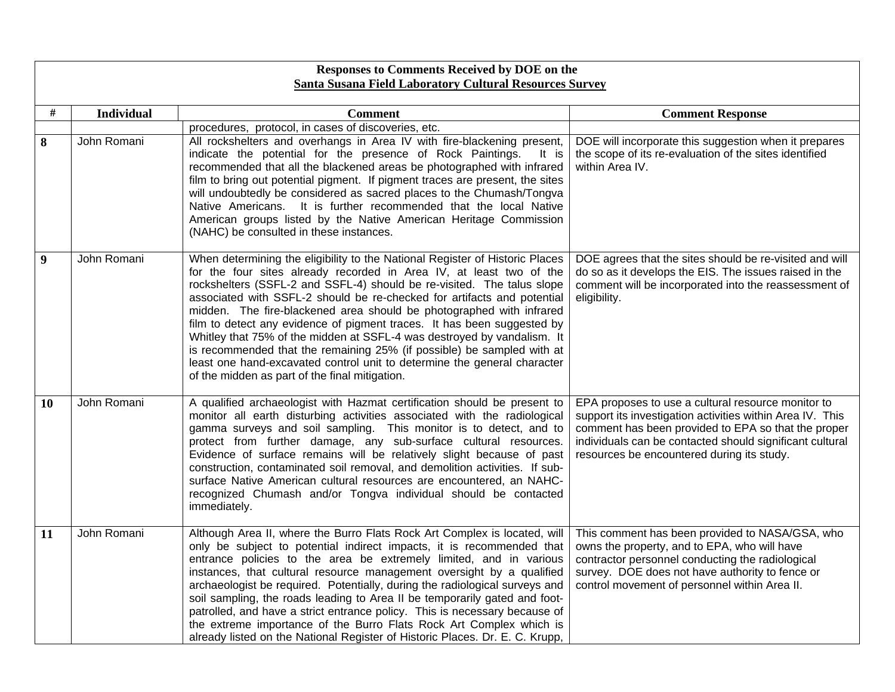**Responses to Comments Received by DOE on the**
**Santa Susana Field Laboratory Cultural Resources Survey**

| # | Individual | Comment | Comment Response |
|---|---|---|---|
| | | procedures, protocol, in cases of discoveries, etc. | |
| **8** | John Romani | All rockshelters and overhangs in Area IV with fire-blackening present, indicate the potential for the presence of Rock Paintings. It is recommended that all the blackened areas be photographed with infrared film to bring out potential pigment. If pigment traces are present, the sites will undoubtedly be considered as sacred places to the Chumash/Tongva Native Americans. It is further recommended that the local Native American groups listed by the Native American Heritage Commission (NAHC) be consulted in these instances. | DOE will incorporate this suggestion when it prepares the scope of its re-evaluation of the sites identified within Area IV. |
| **9** | John Romani | When determining the eligibility to the National Register of Historic Places for the four sites already recorded in Area IV, at least two of the rockshelters (SSFL-2 and SSFL-4) should be re-visited. The talus slope associated with SSFL-2 should be re-checked for artifacts and potential midden. The fire-blackened area should be photographed with infrared film to detect any evidence of pigment traces. It has been suggested by Whitley that 75% of the midden at SSFL-4 was destroyed by vandalism. It is recommended that the remaining 25% (if possible) be sampled with at least one hand-excavated control unit to determine the general character of the midden as part of the final mitigation. | DOE agrees that the sites should be re-visited and will do so as it develops the EIS. The issues raised in the comment will be incorporated into the reassessment of eligibility. |
| **10** | John Romani | A qualified archaeologist with Hazmat certification should be present to monitor all earth disturbing activities associated with the radiological gamma surveys and soil sampling. This monitor is to detect, and to protect from further damage, any sub-surface cultural resources. Evidence of surface remains will be relatively slight because of past construction, contaminated soil removal, and demolition activities. If sub-surface Native American cultural resources are encountered, an NAHC-recognized Chumash and/or Tongva individual should be contacted immediately. | EPA proposes to use a cultural resource monitor to support its investigation activities within Area IV. This comment has been provided to EPA so that the proper individuals can be contacted should significant cultural resources be encountered during its study. |
| **11** | John Romani | Although Area II, where the Burro Flats Rock Art Complex is located, will only be subject to potential indirect impacts, it is recommended that entrance policies to the area be extremely limited, and in various instances, that cultural resource management oversight by a qualified archaeologist be required. Potentially, during the radiological surveys and soil sampling, the roads leading to Area II be temporarily gated and foot-patrolled, and have a strict entrance policy. This is necessary because of the extreme importance of the Burro Flats Rock Art Complex which is already listed on the National Register of Historic Places. Dr. E. C. Krupp, | This comment has been provided to NASA/GSA, who owns the property, and to EPA, who will have contractor personnel conducting the radiological survey. DOE does not have authority to fence or control movement of personnel within Area II. |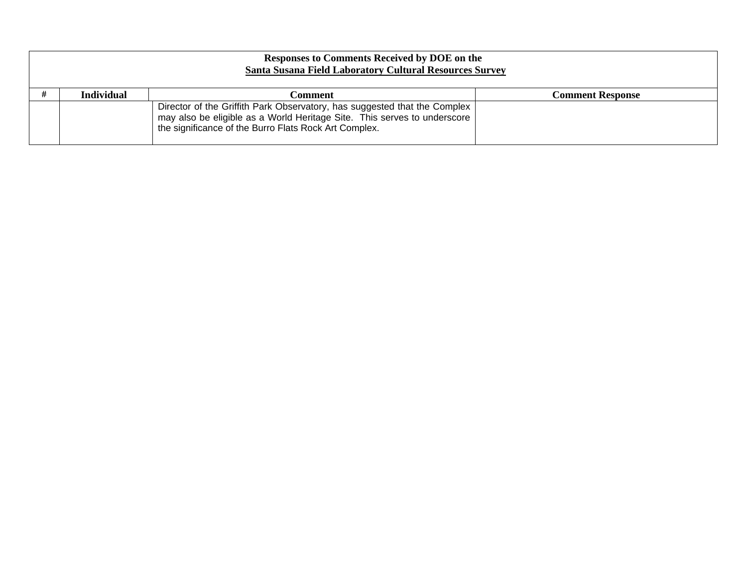| Responses to Comments Received by DOE on the Santa Susana Field Laboratory Cultural Resources Survey | | | |
|---|---|---|---|
| **#** | **Individual** | **Comment** | **Comment Response** |
| | | Director of the Griffith Park Observatory, has suggested that the Complex may also be eligible as a World Heritage Site. This serves to underscore the significance of the Burro Flats Rock Art Complex. | |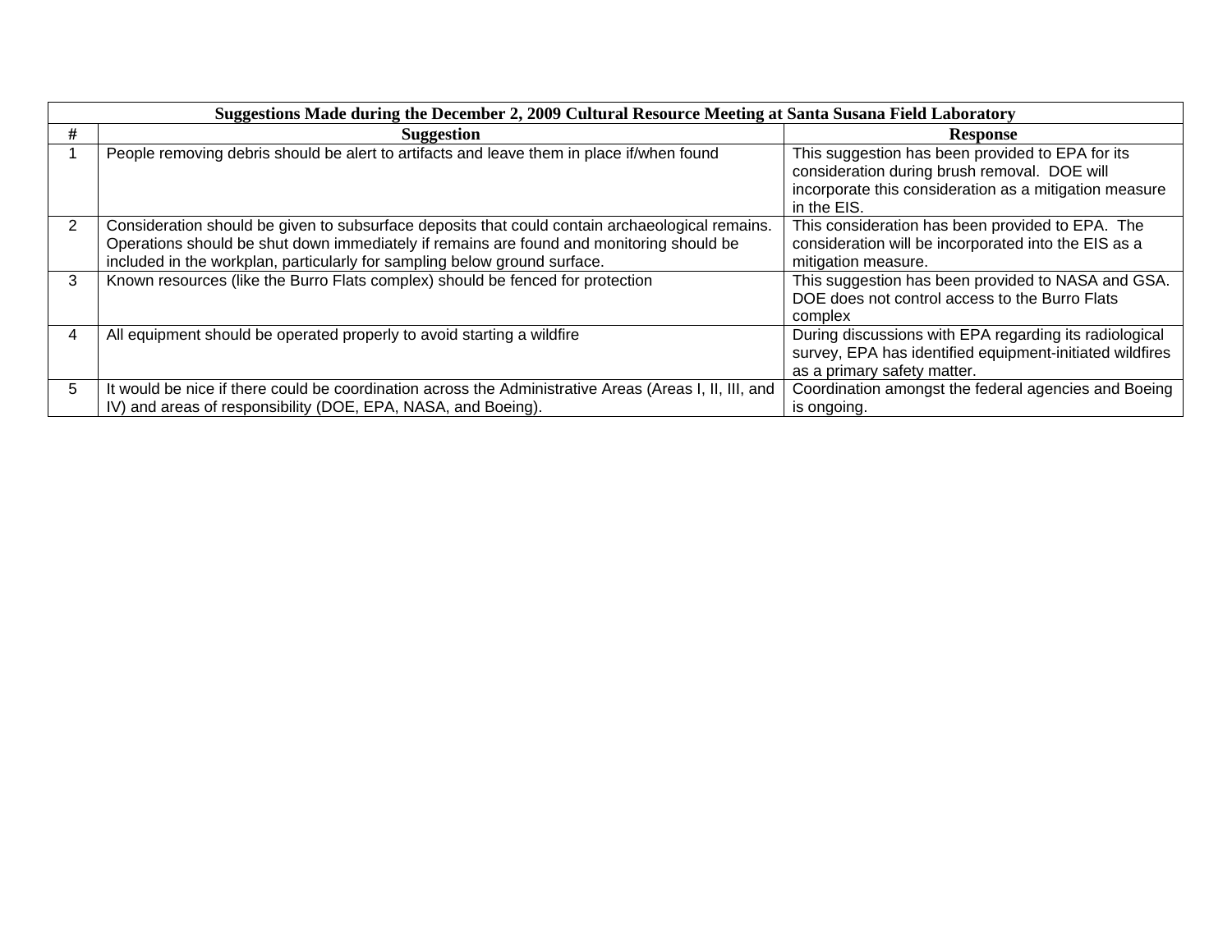| Suggestions Made during the December 2, 2009 Cultural Resource Meeting at Santa Susana Field Laboratory | | |
|---|---|---|
| # | Suggestion | Response |
| 1 | People removing debris should be alert to artifacts and leave them in place if/when found | This suggestion has been provided to EPA for its consideration during brush removal. DOE will incorporate this consideration as a mitigation measure in the EIS. |
| 2 | Consideration should be given to subsurface deposits that could contain archaeological remains. Operations should be shut down immediately if remains are found and monitoring should be included in the workplan, particularly for sampling below ground surface. | This consideration has been provided to EPA. The consideration will be incorporated into the EIS as a mitigation measure. |
| 3 | Known resources (like the Burro Flats complex) should be fenced for protection | This suggestion has been provided to NASA and GSA. DOE does not control access to the Burro Flats complex |
| 4 | All equipment should be operated properly to avoid starting a wildfire | During discussions with EPA regarding its radiological survey, EPA has identified equipment-initiated wildfires as a primary safety matter. |
| 5 | It would be nice if there could be coordination across the Administrative Areas (Areas I, II, III, and IV) and areas of responsibility (DOE, EPA, NASA, and Boeing). | Coordination amongst the federal agencies and Boeing is ongoing. |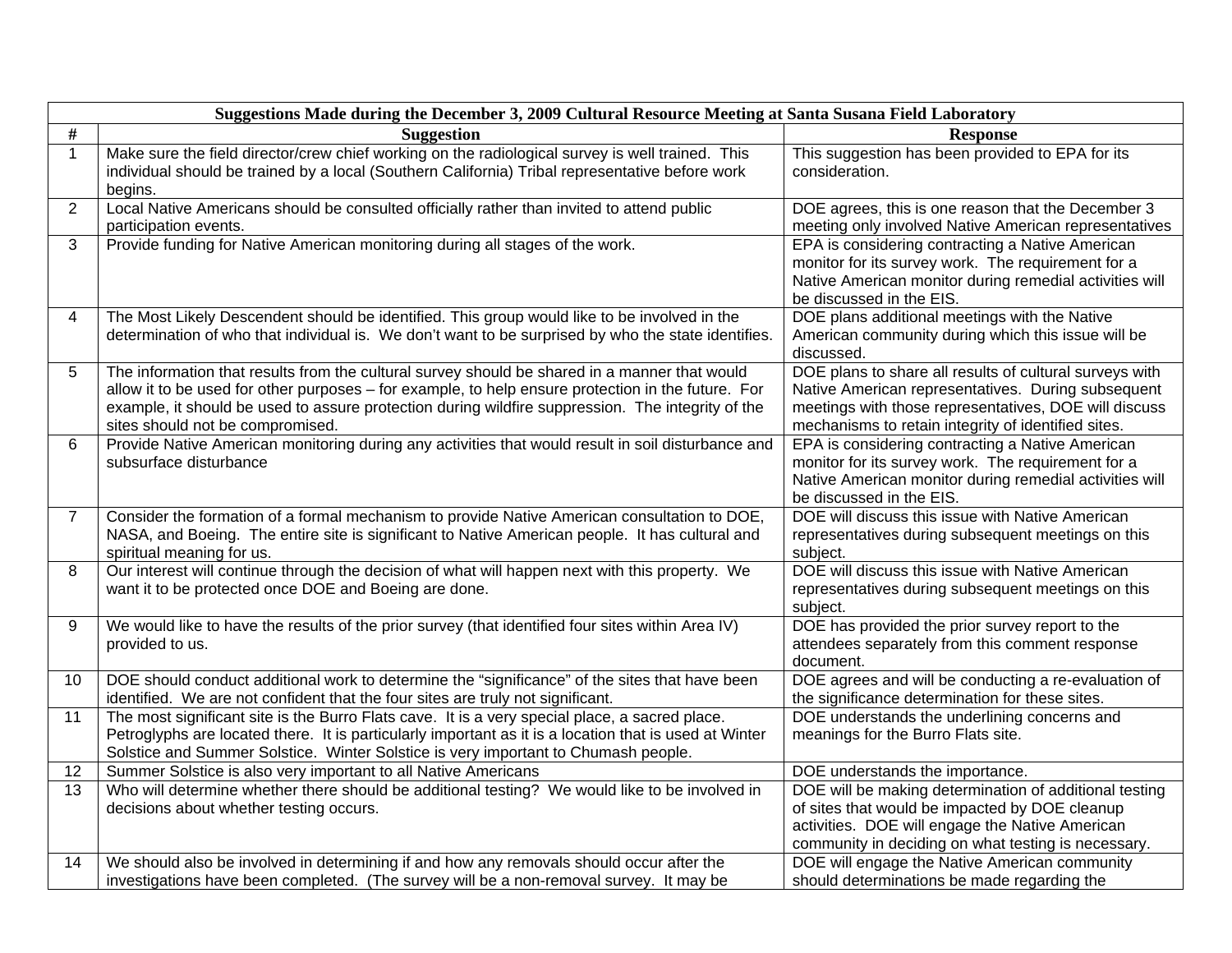| Suggestions Made during the December 3, 2009 Cultural Resource Meeting at Santa Susana Field Laboratory | | |
|---|---|---|
| # | Suggestion | Response |
| 1 | Make sure the field director/crew chief working on the radiological survey is well trained. This individual should be trained by a local (Southern California) Tribal representative before work begins. | This suggestion has been provided to EPA for its consideration. |
| 2 | Local Native Americans should be consulted officially rather than invited to attend public participation events. | DOE agrees, this is one reason that the December 3 meeting only involved Native American representatives |
| 3 | Provide funding for Native American monitoring during all stages of the work. | EPA is considering contracting a Native American monitor for its survey work. The requirement for a Native American monitor during remedial activities will be discussed in the EIS. |
| 4 | The Most Likely Descendent should be identified. This group would like to be involved in the determination of who that individual is. We don't want to be surprised by who the state identifies. | DOE plans additional meetings with the Native American community during which this issue will be discussed. |
| 5 | The information that results from the cultural survey should be shared in a manner that would allow it to be used for other purposes – for example, to help ensure protection in the future. For example, it should be used to assure protection during wildfire suppression. The integrity of the sites should not be compromised. | DOE plans to share all results of cultural surveys with Native American representatives. During subsequent meetings with those representatives, DOE will discuss mechanisms to retain integrity of identified sites. |
| 6 | Provide Native American monitoring during any activities that would result in soil disturbance and subsurface disturbance | EPA is considering contracting a Native American monitor for its survey work. The requirement for a Native American monitor during remedial activities will be discussed in the EIS. |
| 7 | Consider the formation of a formal mechanism to provide Native American consultation to DOE, NASA, and Boeing. The entire site is significant to Native American people. It has cultural and spiritual meaning for us. | DOE will discuss this issue with Native American representatives during subsequent meetings on this subject. |
| 8 | Our interest will continue through the decision of what will happen next with this property. We want it to be protected once DOE and Boeing are done. | DOE will discuss this issue with Native American representatives during subsequent meetings on this subject. |
| 9 | We would like to have the results of the prior survey (that identified four sites within Area IV) provided to us. | DOE has provided the prior survey report to the attendees separately from this comment response document. |
| 10 | DOE should conduct additional work to determine the "significance" of the sites that have been identified. We are not confident that the four sites are truly not significant. | DOE agrees and will be conducting a re-evaluation of the significance determination for these sites. |
| 11 | The most significant site is the Burro Flats cave. It is a very special place, a sacred place. Petroglyphs are located there. It is particularly important as it is a location that is used at Winter Solstice and Summer Solstice. Winter Solstice is very important to Chumash people. | DOE understands the underlining concerns and meanings for the Burro Flats site. |
| 12 | Summer Solstice is also very important to all Native Americans | DOE understands the importance. |
| 13 | Who will determine whether there should be additional testing? We would like to be involved in decisions about whether testing occurs. | DOE will be making determination of additional testing of sites that would be impacted by DOE cleanup activities. DOE will engage the Native American community in deciding on what testing is necessary. |
| 14 | We should also be involved in determining if and how any removals should occur after the investigations have been completed. (The survey will be a non-removal survey. It may be | DOE will engage the Native American community should determinations be made regarding the |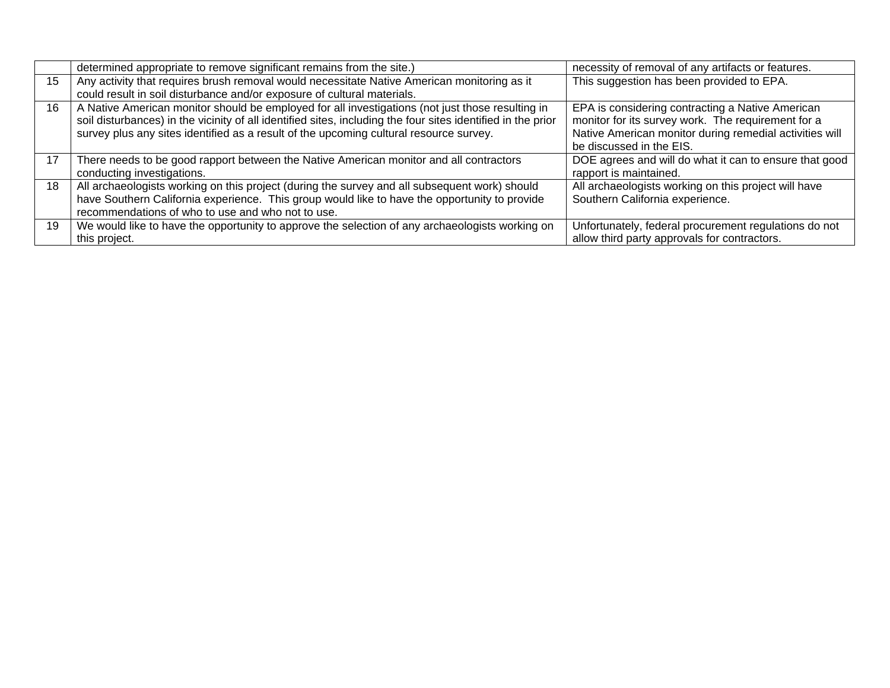| | | |
|---|---|---|
| | determined appropriate to remove significant remains from the site.) | necessity of removal of any artifacts or features. |
| 15 | Any activity that requires brush removal would necessitate Native American monitoring as it could result in soil disturbance and/or exposure of cultural materials. | This suggestion has been provided to EPA. |
| 16 | A Native American monitor should be employed for all investigations (not just those resulting in soil disturbances) in the vicinity of all identified sites, including the four sites identified in the prior survey plus any sites identified as a result of the upcoming cultural resource survey. | EPA is considering contracting a Native American monitor for its survey work. The requirement for a Native American monitor during remedial activities will be discussed in the EIS. |
| 17 | There needs to be good rapport between the Native American monitor and all contractors conducting investigations. | DOE agrees and will do what it can to ensure that good rapport is maintained. |
| 18 | All archaeologists working on this project (during the survey and all subsequent work) should have Southern California experience. This group would like to have the opportunity to provide recommendations of who to use and who not to use. | All archaeologists working on this project will have Southern California experience. |
| 19 | We would like to have the opportunity to approve the selection of any archaeologists working on this project. | Unfortunately, federal procurement regulations do not allow third party approvals for contractors. |